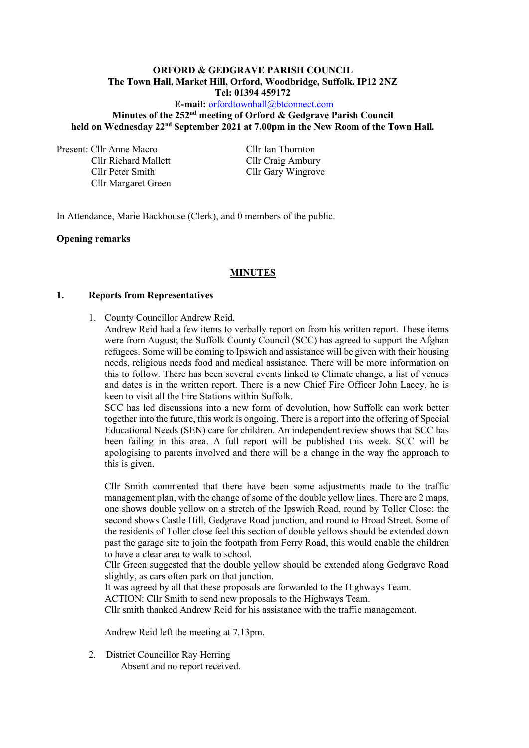**ORFORD & GEDGRAVE PARISH COUNCIL**
**The Town Hall, Market Hill, Orford, Woodbridge, Suffolk. IP12 2NZ**
**Tel: 01394 459172**
**E-mail:** orfordtownhall@btconnect.com
**Minutes of the 252nd meeting of Orford & Gedgrave Parish Council held on Wednesday 22nd September 2021 at 7.00pm in the New Room of the Town Hall.**

Present: Cllr Anne Macro
Cllr Richard Mallett
Cllr Peter Smith
Cllr Margaret Green
Cllr Ian Thornton
Cllr Craig Ambury
Cllr Gary Wingrove

In Attendance, Marie Backhouse (Clerk), and 0 members of the public.

**Opening remarks**

## MINUTES

**1. Reports from Representatives**

1. County Councillor Andrew Reid.
Andrew Reid had a few items to verbally report on from his written report. These items were from August; the Suffolk County Council (SCC) has agreed to support the Afghan refugees. Some will be coming to Ipswich and assistance will be given with their housing needs, religious needs food and medical assistance. There will be more information on this to follow. There has been several events linked to Climate change, a list of venues and dates is in the written report. There is a new Chief Fire Officer John Lacey, he is keen to visit all the Fire Stations within Suffolk.
SCC has led discussions into a new form of devolution, how Suffolk can work better together into the future, this work is ongoing. There is a report into the offering of Special Educational Needs (SEN) care for children. An independent review shows that SCC has been failing in this area. A full report will be published this week. SCC will be apologising to parents involved and there will be a change in the way the approach to this is given.

   Cllr Smith commented that there have been some adjustments made to the traffic management plan, with the change of some of the double yellow lines. There are 2 maps, one shows double yellow on a stretch of the Ipswich Road, round by Toller Close: the second shows Castle Hill, Gedgrave Road junction, and round to Broad Street. Some of the residents of Toller close feel this section of double yellows should be extended down past the garage site to join the footpath from Ferry Road, this would enable the children to have a clear area to walk to school.
   Cllr Green suggested that the double yellow should be extended along Gedgrave Road slightly, as cars often park on that junction.
   It was agreed by all that these proposals are forwarded to the Highways Team.
   ACTION: Cllr Smith to send new proposals to the Highways Team.
   Cllr smith thanked Andrew Reid for his assistance with the traffic management.

   Andrew Reid left the meeting at 7.13pm.

2. District Councillor Ray Herring
   Absent and no report received.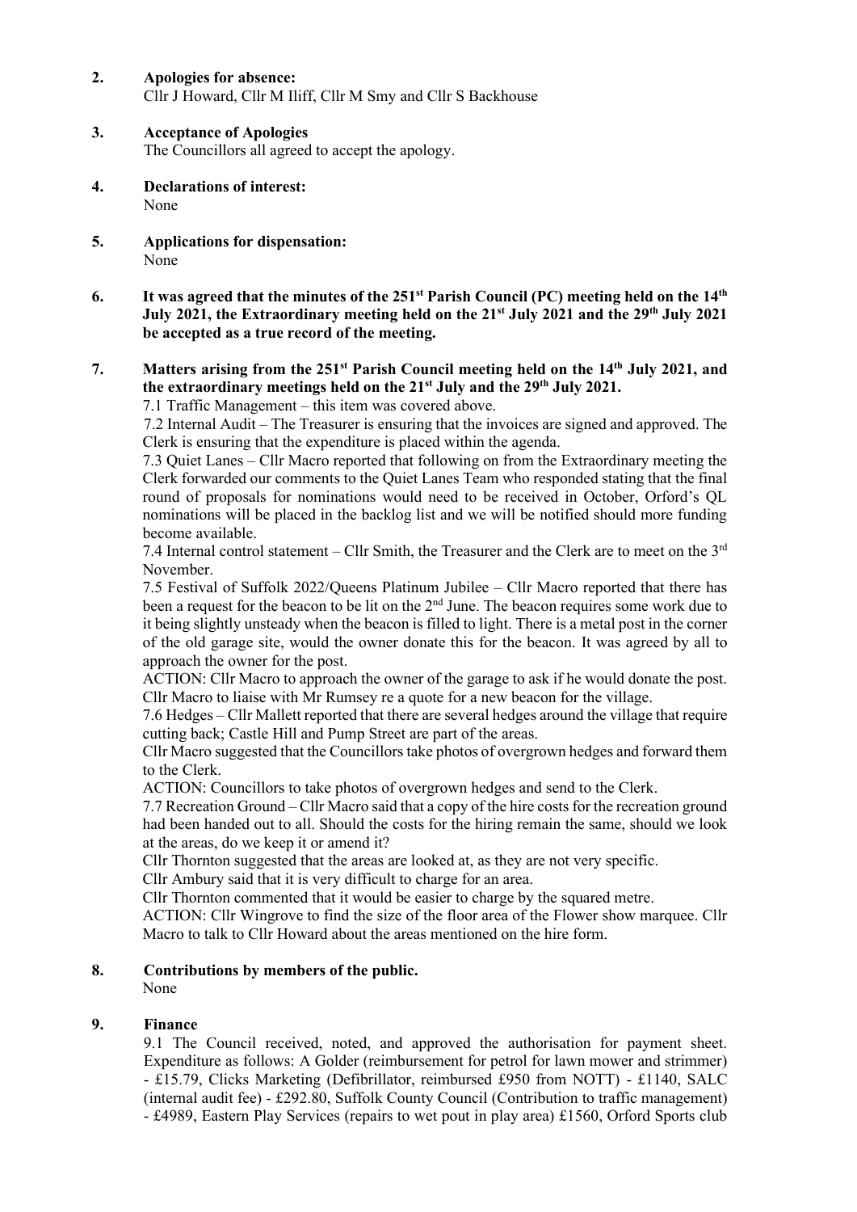**2. Apologies for absence:**

Cllr J Howard, Cllr M Iliff, Cllr M Smy and Cllr S Backhouse

**3. Acceptance of Apologies**

The Councillors all agreed to accept the apology.

**4. Declarations of interest:**

None

**5. Applications for dispensation:**

None

**6. It was agreed that the minutes of the 251st Parish Council (PC) meeting held on the 14th July 2021, the Extraordinary meeting held on the 21st July 2021 and the 29th July 2021 be accepted as a true record of the meeting.**

**7. Matters arising from the 251st Parish Council meeting held on the 14th July 2021, and the extraordinary meetings held on the 21st July and the 29th July 2021.**

7.1 Traffic Management – this item was covered above.

7.2 Internal Audit – The Treasurer is ensuring that the invoices are signed and approved. The Clerk is ensuring that the expenditure is placed within the agenda.

7.3 Quiet Lanes – Cllr Macro reported that following on from the Extraordinary meeting the Clerk forwarded our comments to the Quiet Lanes Team who responded stating that the final round of proposals for nominations would need to be received in October, Orford's QL nominations will be placed in the backlog list and we will be notified should more funding become available.

7.4 Internal control statement – Cllr Smith, the Treasurer and the Clerk are to meet on the 3rd November.

7.5 Festival of Suffolk 2022/Queens Platinum Jubilee – Cllr Macro reported that there has been a request for the beacon to be lit on the 2nd June. The beacon requires some work due to it being slightly unsteady when the beacon is filled to light. There is a metal post in the corner of the old garage site, would the owner donate this for the beacon. It was agreed by all to approach the owner for the post.

ACTION: Cllr Macro to approach the owner of the garage to ask if he would donate the post. Cllr Macro to liaise with Mr Rumsey re a quote for a new beacon for the village.

7.6 Hedges – Cllr Mallett reported that there are several hedges around the village that require cutting back; Castle Hill and Pump Street are part of the areas.

Cllr Macro suggested that the Councillors take photos of overgrown hedges and forward them to the Clerk.

ACTION: Councillors to take photos of overgrown hedges and send to the Clerk.

7.7 Recreation Ground – Cllr Macro said that a copy of the hire costs for the recreation ground had been handed out to all. Should the costs for the hiring remain the same, should we look at the areas, do we keep it or amend it?

Cllr Thornton suggested that the areas are looked at, as they are not very specific.

Cllr Ambury said that it is very difficult to charge for an area.

Cllr Thornton commented that it would be easier to charge by the squared metre.

ACTION: Cllr Wingrove to find the size of the floor area of the Flower show marquee. Cllr Macro to talk to Cllr Howard about the areas mentioned on the hire form.

**8. Contributions by members of the public.**

None

**9. Finance**

9.1 The Council received, noted, and approved the authorisation for payment sheet. Expenditure as follows: A Golder (reimbursement for petrol for lawn mower and strimmer) - £15.79, Clicks Marketing (Defibrillator, reimbursed £950 from NOTT) - £1140, SALC (internal audit fee) - £292.80, Suffolk County Council (Contribution to traffic management) - £4989, Eastern Play Services (repairs to wet pout in play area) £1560, Orford Sports club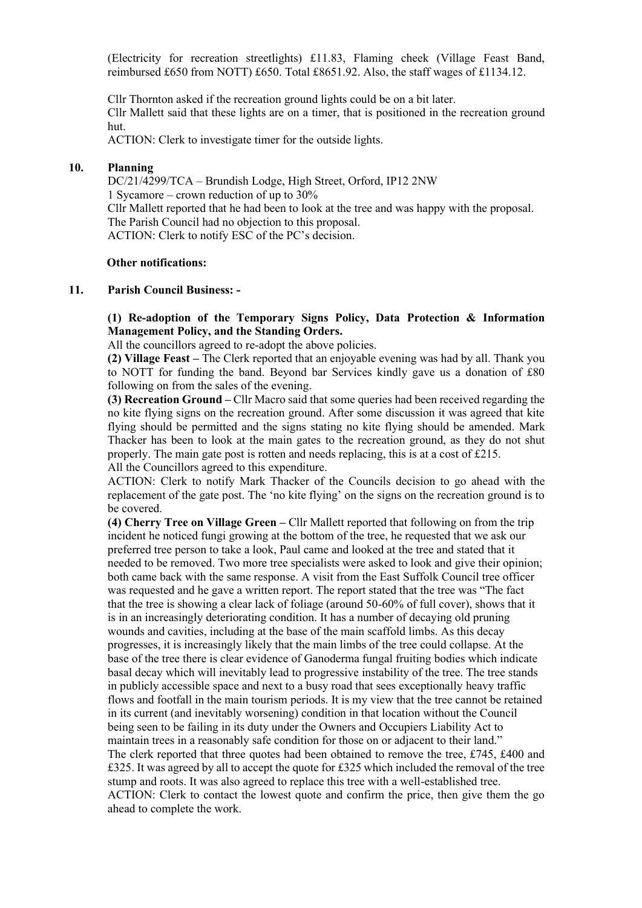(Electricity for recreation streetlights) £11.83, Flaming cheek (Village Feast Band, reimbursed £650 from NOTT) £650. Total £8651.92. Also, the staff wages of £1134.12.

Cllr Thornton asked if the recreation ground lights could be on a bit later.
Cllr Mallett said that these lights are on a timer, that is positioned in the recreation ground hut.
ACTION: Clerk to investigate timer for the outside lights.

**10. Planning**

DC/21/4299/TCA – Brundish Lodge, High Street, Orford, IP12 2NW
1 Sycamore – crown reduction of up to 30%
Cllr Mallett reported that he had been to look at the tree and was happy with the proposal.
The Parish Council had no objection to this proposal.
ACTION: Clerk to notify ESC of the PC's decision.

**Other notifications:**

**11. Parish Council Business: -**

**(1) Re-adoption of the Temporary Signs Policy, Data Protection & Information Management Policy, and the Standing Orders.**
All the councillors agreed to re-adopt the above policies.
**(2) Village Feast –** The Clerk reported that an enjoyable evening was had by all. Thank you to NOTT for funding the band. Beyond bar Services kindly gave us a donation of £80 following on from the sales of the evening.
**(3) Recreation Ground –** Cllr Macro said that some queries had been received regarding the no kite flying signs on the recreation ground. After some discussion it was agreed that kite flying should be permitted and the signs stating no kite flying should be amended. Mark Thacker has been to look at the main gates to the recreation ground, as they do not shut properly. The main gate post is rotten and needs replacing, this is at a cost of £215.
All the Councillors agreed to this expenditure.
ACTION: Clerk to notify Mark Thacker of the Councils decision to go ahead with the replacement of the gate post. The 'no kite flying' on the signs on the recreation ground is to be covered.
**(4) Cherry Tree on Village Green –** Cllr Mallett reported that following on from the trip incident he noticed fungi growing at the bottom of the tree, he requested that we ask our preferred tree person to take a look, Paul came and looked at the tree and stated that it needed to be removed. Two more tree specialists were asked to look and give their opinion; both came back with the same response. A visit from the East Suffolk Council tree officer was requested and he gave a written report. The report stated that the tree was "The fact that the tree is showing a clear lack of foliage (around 50-60% of full cover), shows that it is in an increasingly deteriorating condition. It has a number of decaying old pruning wounds and cavities, including at the base of the main scaffold limbs. As this decay progresses, it is increasingly likely that the main limbs of the tree could collapse. At the base of the tree there is clear evidence of Ganoderma fungal fruiting bodies which indicate basal decay which will inevitably lead to progressive instability of the tree. The tree stands in publicly accessible space and next to a busy road that sees exceptionally heavy traffic flows and footfall in the main tourism periods. It is my view that the tree cannot be retained in its current (and inevitably worsening) condition in that location without the Council being seen to be failing in its duty under the Owners and Occupiers Liability Act to maintain trees in a reasonably safe condition for those on or adjacent to their land."
The clerk reported that three quotes had been obtained to remove the tree, £745, £400 and £325. It was agreed by all to accept the quote for £325 which included the removal of the tree stump and roots. It was also agreed to replace this tree with a well-established tree.
ACTION: Clerk to contact the lowest quote and confirm the price, then give them the go ahead to complete the work.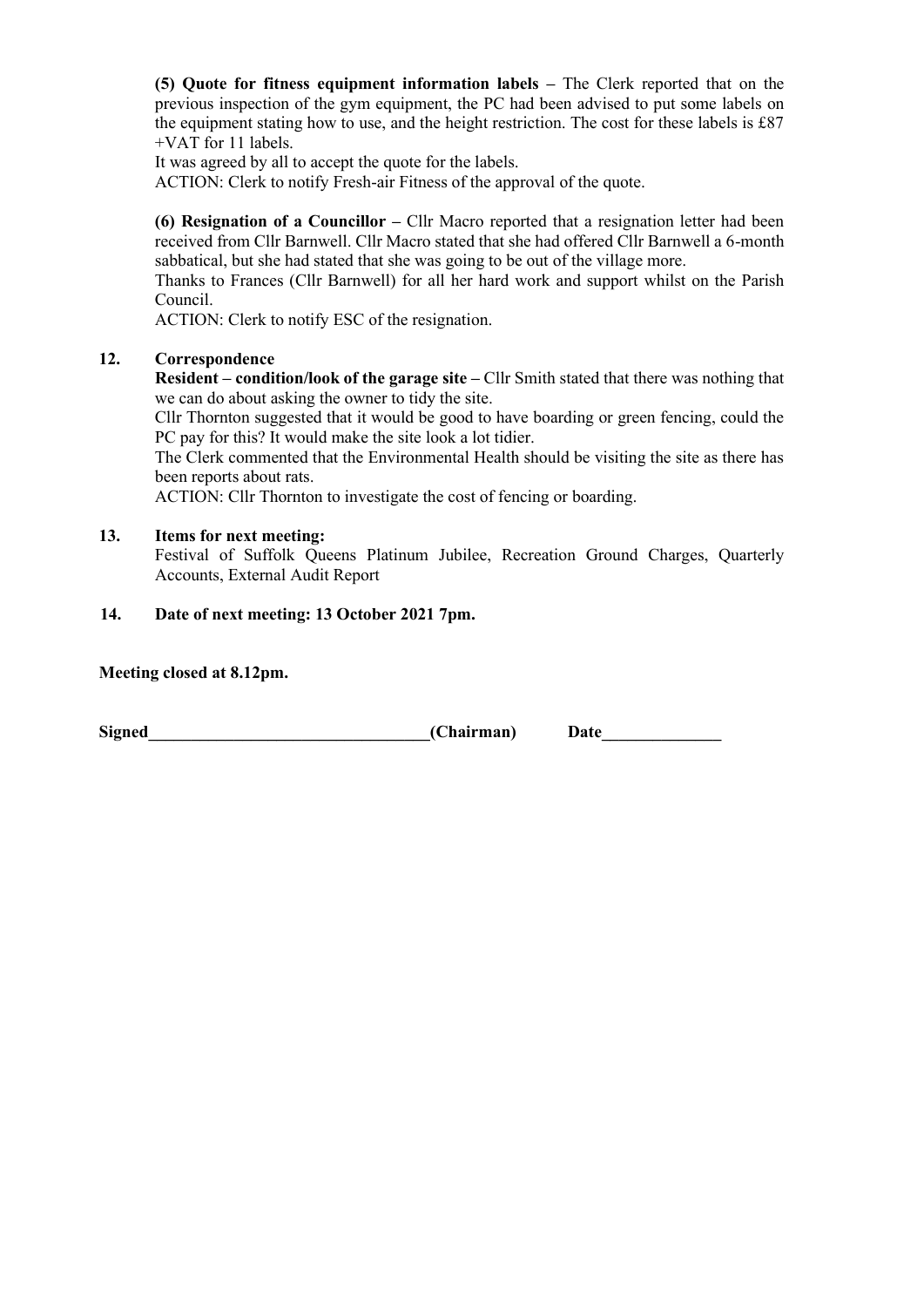**(5) Quote for fitness equipment information labels –** The Clerk reported that on the previous inspection of the gym equipment, the PC had been advised to put some labels on the equipment stating how to use, and the height restriction. The cost for these labels is £87 +VAT for 11 labels.

It was agreed by all to accept the quote for the labels.

ACTION: Clerk to notify Fresh-air Fitness of the approval of the quote.

**(6) Resignation of a Councillor –** Cllr Macro reported that a resignation letter had been received from Cllr Barnwell. Cllr Macro stated that she had offered Cllr Barnwell a 6-month sabbatical, but she had stated that she was going to be out of the village more.

Thanks to Frances (Cllr Barnwell) for all her hard work and support whilst on the Parish Council.

ACTION: Clerk to notify ESC of the resignation.

**12. Correspondence**

**Resident – condition/look of the garage site –** Cllr Smith stated that there was nothing that we can do about asking the owner to tidy the site.

Cllr Thornton suggested that it would be good to have boarding or green fencing, could the PC pay for this? It would make the site look a lot tidier.

The Clerk commented that the Environmental Health should be visiting the site as there has been reports about rats.

ACTION: Cllr Thornton to investigate the cost of fencing or boarding.

**13. Items for next meeting:**

Festival of Suffolk Queens Platinum Jubilee, Recreation Ground Charges, Quarterly Accounts, External Audit Report

**14. Date of next meeting: 13 October 2021 7pm.**

**Meeting closed at 8.12pm.**

**Signed\_\_\_\_\_\_\_\_\_\_\_\_\_\_\_\_\_\_\_\_\_\_\_\_\_\_\_\_\_\_\_\_\_(Chairman) Date\_\_\_\_\_\_\_\_\_\_\_\_\_\_**